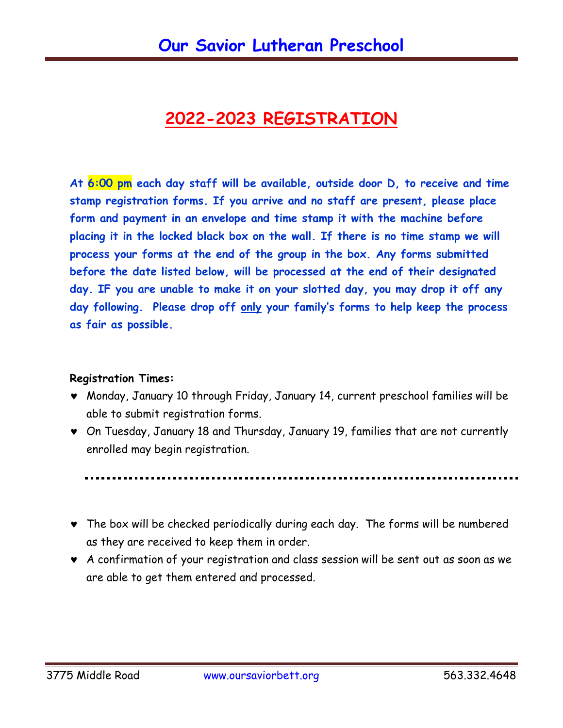# Our Savior Lutheran Preschool

## 2022-2023 REGISTRATION

**At 6:00 pm each day staff will be available, outside door D, to receive and time stamp registration forms. If you arrive and no staff are present, please place form and payment in an envelope and time stamp it with the machine before placing it in the locked black box on the wall. If there is no time stamp we will process your forms at the end of the group in the box. Any forms submitted before the date listed below, will be processed at the end of their designated day. IF you are unable to make it on your slotted day, you may drop it off any day following. Please drop off only your family's forms to help keep the process as fair as possible.**

**Registration Times:**

- Monday, January 10 through Friday, January 14, current preschool families will be able to submit registration forms.
- On Tuesday, January 18 and Thursday, January 19, families that are not currently enrolled may begin registration.

---

- The box will be checked periodically during each day. The forms will be numbered as they are received to keep them in order.
- A confirmation of your registration and class session will be sent out as soon as we are able to get them entered and processed.

3775 Middle Road www.oursaviorbett.org 563.332.4648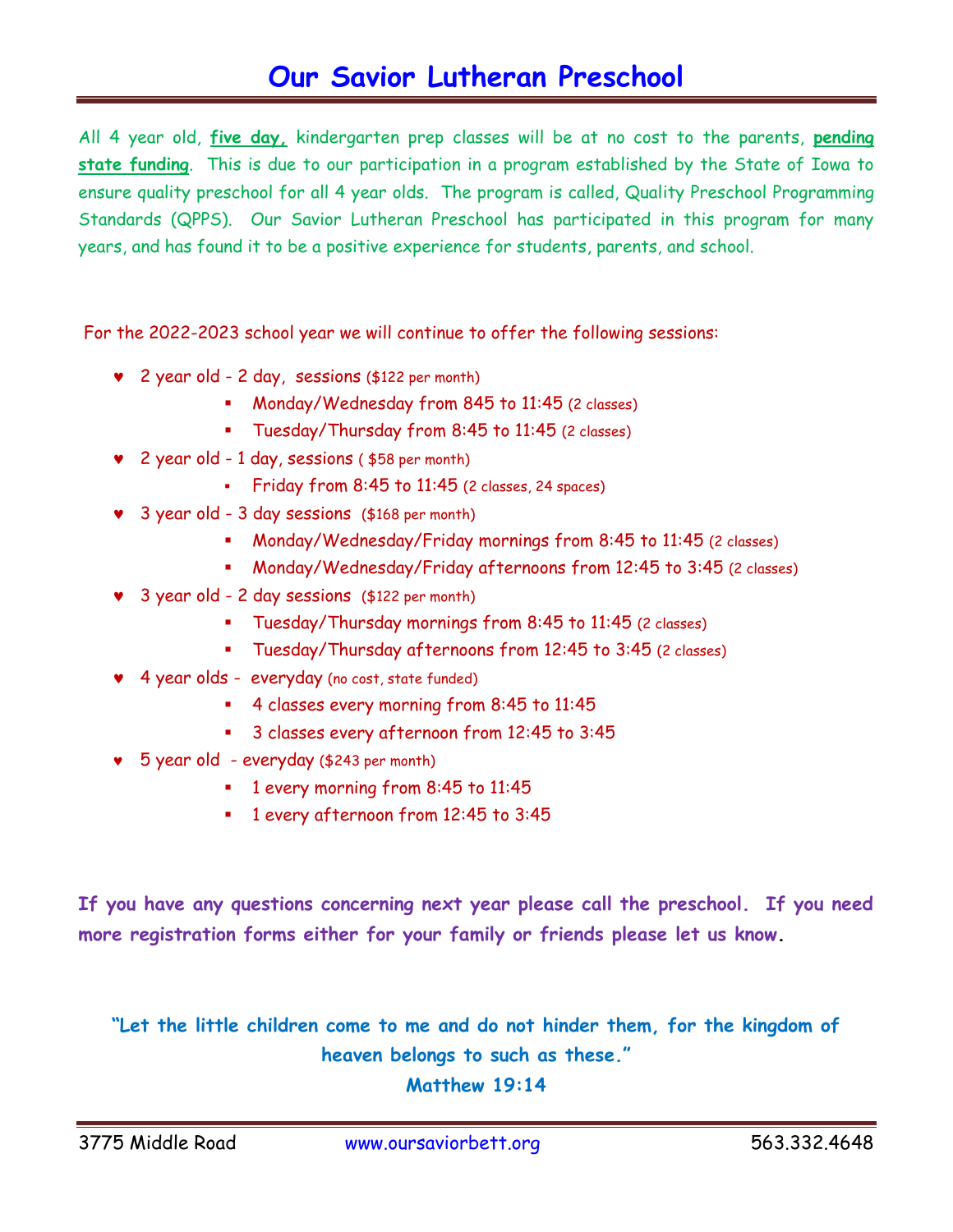# Our Savior Lutheran Preschool

All 4 year old, **five day,** kindergarten prep classes will be at no cost to the parents, **pending state funding**. This is due to our participation in a program established by the State of Iowa to ensure quality preschool for all 4 year olds. The program is called, Quality Preschool Programming Standards (QPPS). Our Savior Lutheran Preschool has participated in this program for many years, and has found it to be a positive experience for students, parents, and school.

For the 2022-2023 school year we will continue to offer the following sessions:

- 2 year old - 2 day, sessions ($122 per month)
  - Monday/Wednesday from 845 to 11:45 (2 classes)
  - Tuesday/Thursday from 8:45 to 11:45 (2 classes)
- 2 year old - 1 day, sessions ( $58 per month)
  - Friday from 8:45 to 11:45 (2 classes, 24 spaces)
- 3 year old - 3 day sessions ($168 per month)
  - Monday/Wednesday/Friday mornings from 8:45 to 11:45 (2 classes)
  - Monday/Wednesday/Friday afternoons from 12:45 to 3:45 (2 classes)
- 3 year old - 2 day sessions ($122 per month)
  - Tuesday/Thursday mornings from 8:45 to 11:45 (2 classes)
  - Tuesday/Thursday afternoons from 12:45 to 3:45 (2 classes)
- 4 year olds - everyday (no cost, state funded)
  - 4 classes every morning from 8:45 to 11:45
  - 3 classes every afternoon from 12:45 to 3:45
- 5 year old - everyday ($243 per month)
  - 1 every morning from 8:45 to 11:45
  - 1 every afternoon from 12:45 to 3:45

**If you have any questions concerning next year please call the preschool. If you need more registration forms either for your family or friends please let us know.**

**"Let the little children come to me and do not hinder them, for the kingdom of heaven belongs to such as these."**
**Matthew 19:14**

3775 Middle Road www.oursaviorbett.org 563.332.4648